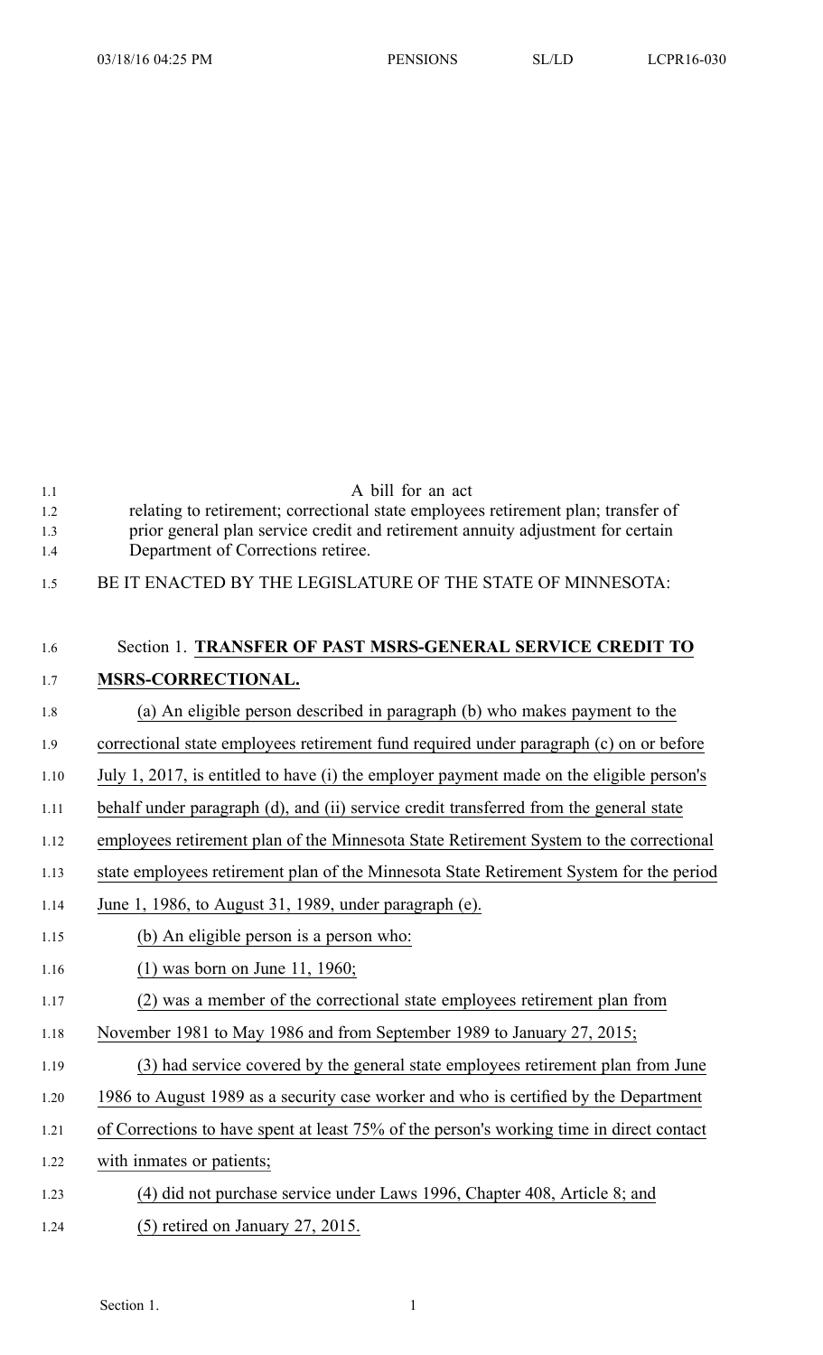A bill for an act

relating to retirement; correctional state employees retirement plan; transfer of prior general plan service credit and retirement annuity adjustment for certain Department of Corrections retiree.

BE IT ENACTED BY THE LEGISLATURE OF THE STATE OF MINNESOTA:

Section 1. **TRANSFER OF PAST MSRS-GENERAL SERVICE CREDIT TO MSRS-CORRECTIONAL.**

(a) An eligible person described in paragraph (b) who makes payment to the correctional state employees retirement fund required under paragraph (c) on or before July 1, 2017, is entitled to have (i) the employer payment made on the eligible person's behalf under paragraph (d), and (ii) service credit transferred from the general state employees retirement plan of the Minnesota State Retirement System to the correctional state employees retirement plan of the Minnesota State Retirement System for the period June 1, 1986, to August 31, 1989, under paragraph (e).

(b) An eligible person is a person who:

(1) was born on June 11, 1960;

(2) was a member of the correctional state employees retirement plan from November 1981 to May 1986 and from September 1989 to January 27, 2015;

(3) had service covered by the general state employees retirement plan from June 1986 to August 1989 as a security case worker and who is certified by the Department of Corrections to have spent at least 75% of the person's working time in direct contact with inmates or patients;

(4) did not purchase service under Laws 1996, Chapter 408, Article 8; and

(5) retired on January 27, 2015.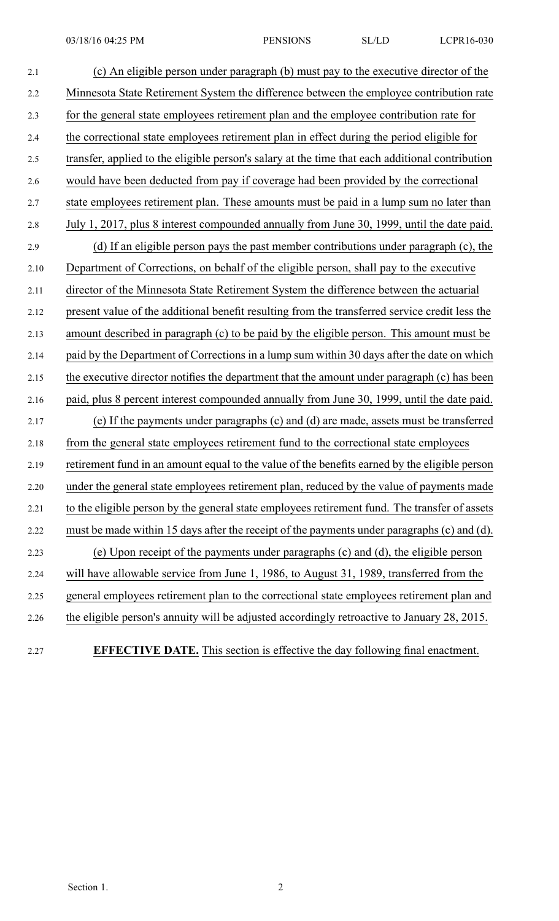(c) An eligible person under paragraph (b) must pay to the executive director of the Minnesota State Retirement System the difference between the employee contribution rate for the general state employees retirement plan and the employee contribution rate for the correctional state employees retirement plan in effect during the period eligible for transfer, applied to the eligible person's salary at the time that each additional contribution would have been deducted from pay if coverage had been provided by the correctional state employees retirement plan. These amounts must be paid in a lump sum no later than July 1, 2017, plus 8 interest compounded annually from June 30, 1999, until the date paid.

(d) If an eligible person pays the past member contributions under paragraph (c), the Department of Corrections, on behalf of the eligible person, shall pay to the executive director of the Minnesota State Retirement System the difference between the actuarial present value of the additional benefit resulting from the transferred service credit less the amount described in paragraph (c) to be paid by the eligible person. This amount must be paid by the Department of Corrections in a lump sum within 30 days after the date on which the executive director notifies the department that the amount under paragraph (c) has been paid, plus 8 percent interest compounded annually from June 30, 1999, until the date paid.

(e) If the payments under paragraphs (c) and (d) are made, assets must be transferred from the general state employees retirement fund to the correctional state employees retirement fund in an amount equal to the value of the benefits earned by the eligible person under the general state employees retirement plan, reduced by the value of payments made to the eligible person by the general state employees retirement fund. The transfer of assets must be made within 15 days after the receipt of the payments under paragraphs (c) and (d).

(e) Upon receipt of the payments under paragraphs (c) and (d), the eligible person will have allowable service from June 1, 1986, to August 31, 1989, transferred from the general employees retirement plan to the correctional state employees retirement plan and the eligible person's annuity will be adjusted accordingly retroactive to January 28, 2015.

**EFFECTIVE DATE.** This section is effective the day following final enactment.